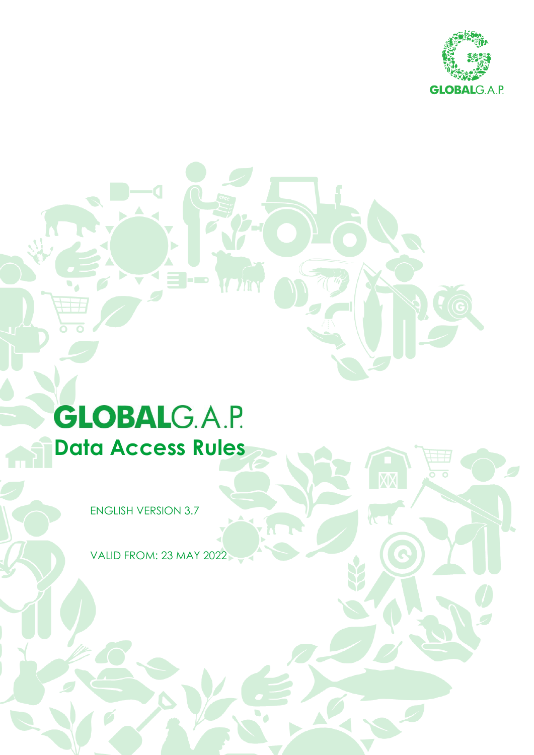# GLOBALG.A.P.

## Data Access Rules

ENGLISH VERSION 3.7

VALID FROM: 23 MAY 2022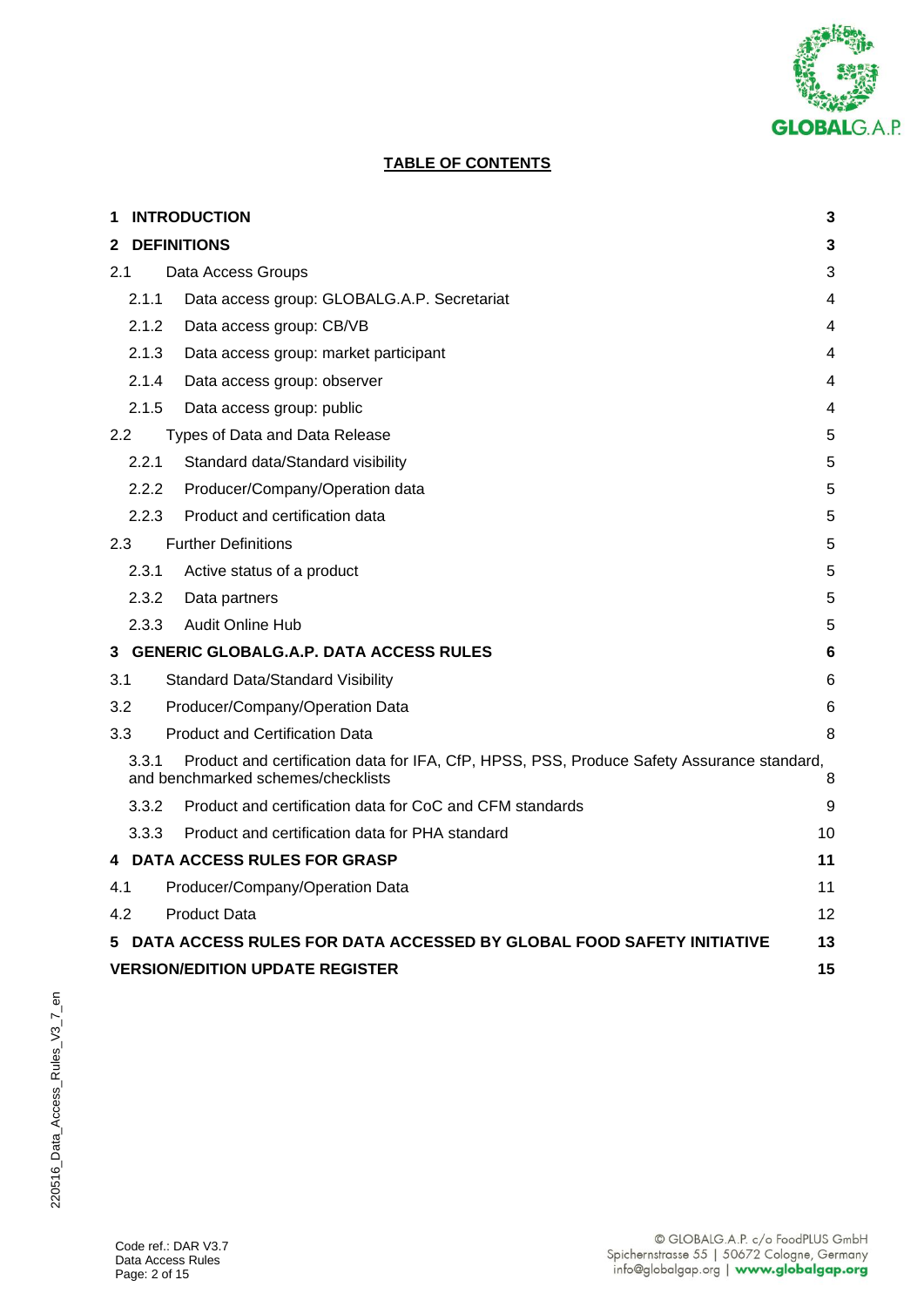**TABLE OF CONTENTS**

| | |
|---|---|
| **1 INTRODUCTION** | **3** |
| **2 DEFINITIONS** | **3** |
| 2.1 Data Access Groups | 3 |
| 2.1.1 Data access group: GLOBALG.A.P. Secretariat | 4 |
| 2.1.2 Data access group: CB/VB | 4 |
| 2.1.3 Data access group: market participant | 4 |
| 2.1.4 Data access group: observer | 4 |
| 2.1.5 Data access group: public | 4 |
| 2.2 Types of Data and Data Release | 5 |
| 2.2.1 Standard data/Standard visibility | 5 |
| 2.2.2 Producer/Company/Operation data | 5 |
| 2.2.3 Product and certification data | 5 |
| 2.3 Further Definitions | 5 |
| 2.3.1 Active status of a product | 5 |
| 2.3.2 Data partners | 5 |
| 2.3.3 Audit Online Hub | 5 |
| **3 GENERIC GLOBALG.A.P. DATA ACCESS RULES** | **6** |
| 3.1 Standard Data/Standard Visibility | 6 |
| 3.2 Producer/Company/Operation Data | 6 |
| 3.3 Product and Certification Data | 8 |
| 3.3.1 Product and certification data for IFA, CfP, HPSS, PSS, Produce Safety Assurance standard, and benchmarked schemes/checklists | 8 |
| 3.3.2 Product and certification data for CoC and CFM standards | 9 |
| 3.3.3 Product and certification data for PHA standard | 10 |
| **4 DATA ACCESS RULES FOR GRASP** | **11** |
| 4.1 Producer/Company/Operation Data | 11 |
| 4.2 Product Data | 12 |
| **5 DATA ACCESS RULES FOR DATA ACCESSED BY GLOBAL FOOD SAFETY INITIATIVE** | **13** |
| **VERSION/EDITION UPDATE REGISTER** | **15** |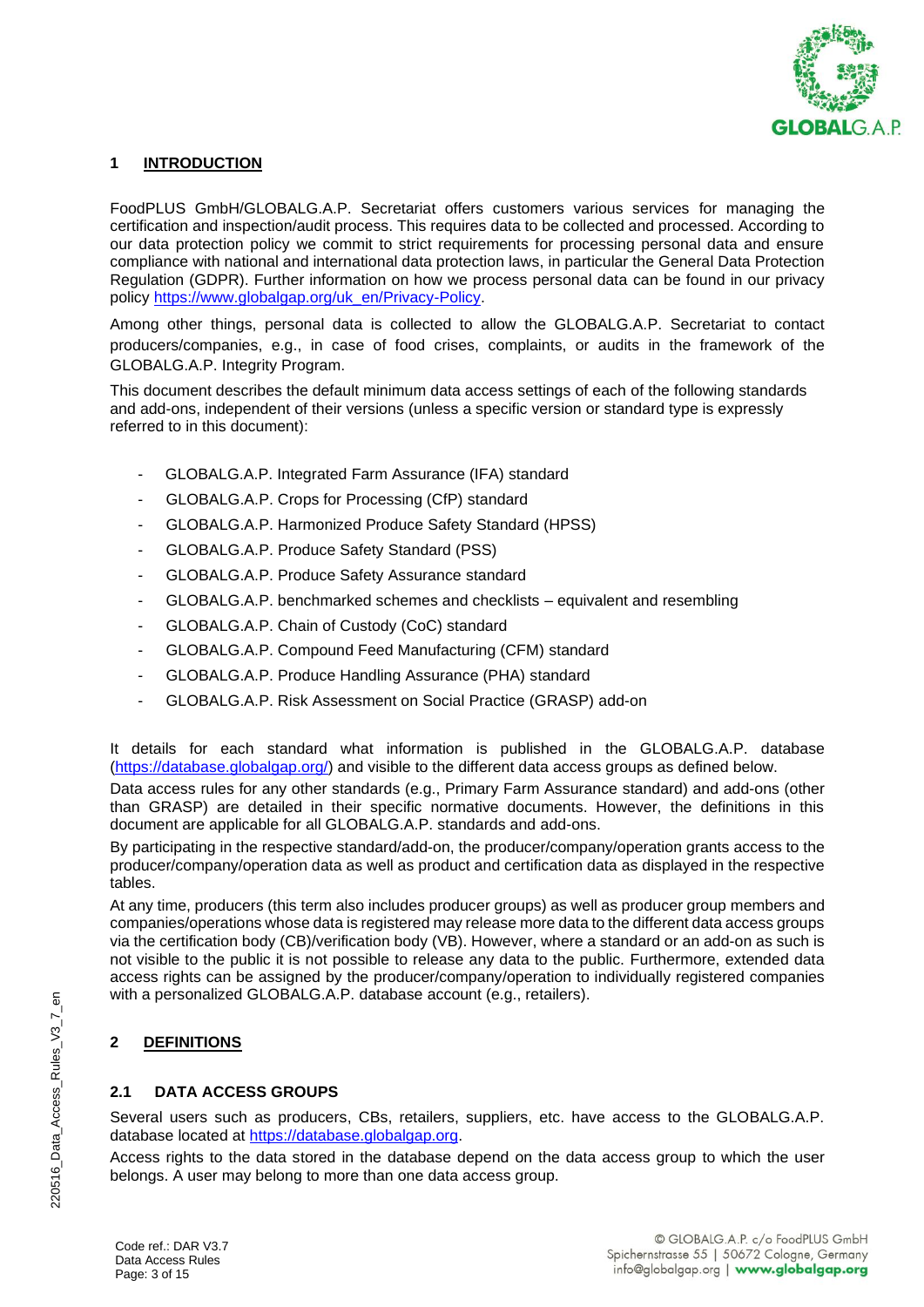## 1 INTRODUCTION

FoodPLUS GmbH/GLOBALG.A.P. Secretariat offers customers various services for managing the certification and inspection/audit process. This requires data to be collected and processed. According to our data protection policy we commit to strict requirements for processing personal data and ensure compliance with national and international data protection laws, in particular the General Data Protection Regulation (GDPR). Further information on how we process personal data can be found in our privacy policy https://www.globalgap.org/uk_en/Privacy-Policy.

Among other things, personal data is collected to allow the GLOBALG.A.P. Secretariat to contact producers/companies, e.g., in case of food crises, complaints, or audits in the framework of the GLOBALG.A.P. Integrity Program.

This document describes the default minimum data access settings of each of the following standards and add-ons, independent of their versions (unless a specific version or standard type is expressly referred to in this document):

- GLOBALG.A.P. Integrated Farm Assurance (IFA) standard
- GLOBALG.A.P. Crops for Processing (CfP) standard
- GLOBALG.A.P. Harmonized Produce Safety Standard (HPSS)
- GLOBALG.A.P. Produce Safety Standard (PSS)
- GLOBALG.A.P. Produce Safety Assurance standard
- GLOBALG.A.P. benchmarked schemes and checklists – equivalent and resembling
- GLOBALG.A.P. Chain of Custody (CoC) standard
- GLOBALG.A.P. Compound Feed Manufacturing (CFM) standard
- GLOBALG.A.P. Produce Handling Assurance (PHA) standard
- GLOBALG.A.P. Risk Assessment on Social Practice (GRASP) add-on

It details for each standard what information is published in the GLOBALG.A.P. database (https://database.globalgap.org/) and visible to the different data access groups as defined below.

Data access rules for any other standards (e.g., Primary Farm Assurance standard) and add-ons (other than GRASP) are detailed in their specific normative documents. However, the definitions in this document are applicable for all GLOBALG.A.P. standards and add-ons.

By participating in the respective standard/add-on, the producer/company/operation grants access to the producer/company/operation data as well as product and certification data as displayed in the respective tables.

At any time, producers (this term also includes producer groups) as well as producer group members and companies/operations whose data is registered may release more data to the different data access groups via the certification body (CB)/verification body (VB). However, where a standard or an add-on as such is not visible to the public it is not possible to release any data to the public. Furthermore, extended data access rights can be assigned by the producer/company/operation to individually registered companies with a personalized GLOBALG.A.P. database account (e.g., retailers).

## 2 DEFINITIONS

### 2.1 DATA ACCESS GROUPS

Several users such as producers, CBs, retailers, suppliers, etc. have access to the GLOBALG.A.P. database located at https://database.globalgap.org.

Access rights to the data stored in the database depend on the data access group to which the user belongs. A user may belong to more than one data access group.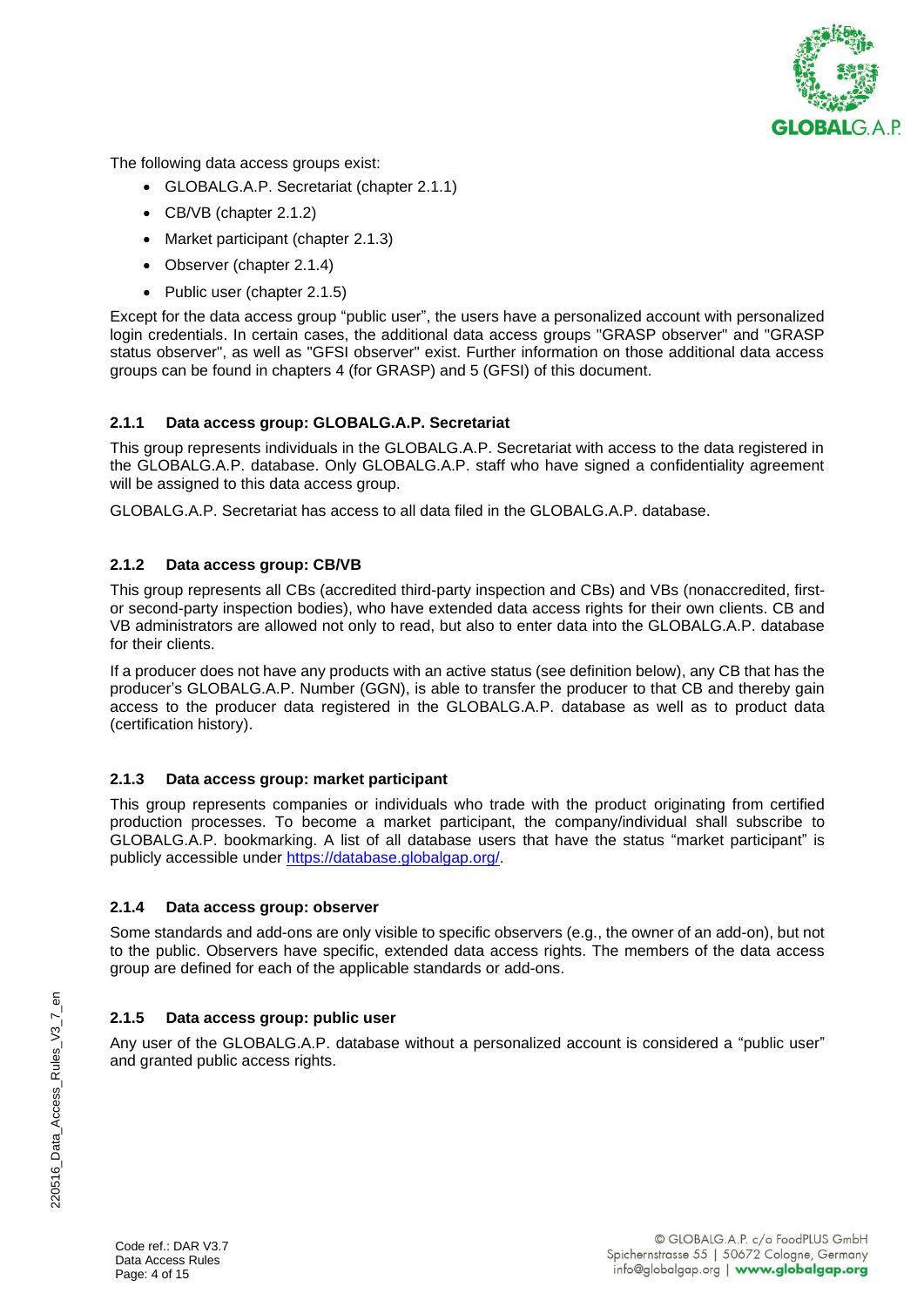The following data access groups exist:

- GLOBALG.A.P. Secretariat (chapter 2.1.1)
- CB/VB (chapter 2.1.2)
- Market participant (chapter 2.1.3)
- Observer (chapter 2.1.4)
- Public user (chapter 2.1.5)

Except for the data access group "public user", the users have a personalized account with personalized login credentials. In certain cases, the additional data access groups "GRASP observer" and "GRASP status observer", as well as "GFSI observer" exist. Further information on those additional data access groups can be found in chapters 4 (for GRASP) and 5 (GFSI) of this document.

### 2.1.1 Data access group: GLOBALG.A.P. Secretariat

This group represents individuals in the GLOBALG.A.P. Secretariat with access to the data registered in the GLOBALG.A.P. database. Only GLOBALG.A.P. staff who have signed a confidentiality agreement will be assigned to this data access group.

GLOBALG.A.P. Secretariat has access to all data filed in the GLOBALG.A.P. database.

### 2.1.2 Data access group: CB/VB

This group represents all CBs (accredited third-party inspection and CBs) and VBs (nonaccredited, first- or second-party inspection bodies), who have extended data access rights for their own clients. CB and VB administrators are allowed not only to read, but also to enter data into the GLOBALG.A.P. database for their clients.

If a producer does not have any products with an active status (see definition below), any CB that has the producer's GLOBALG.A.P. Number (GGN), is able to transfer the producer to that CB and thereby gain access to the producer data registered in the GLOBALG.A.P. database as well as to product data (certification history).

### 2.1.3 Data access group: market participant

This group represents companies or individuals who trade with the product originating from certified production processes. To become a market participant, the company/individual shall subscribe to GLOBALG.A.P. bookmarking. A list of all database users that have the status "market participant" is publicly accessible under https://database.globalgap.org/.

### 2.1.4 Data access group: observer

Some standards and add-ons are only visible to specific observers (e.g., the owner of an add-on), but not to the public. Observers have specific, extended data access rights. The members of the data access group are defined for each of the applicable standards or add-ons.

### 2.1.5 Data access group: public user

Any user of the GLOBALG.A.P. database without a personalized account is considered a "public user" and granted public access rights.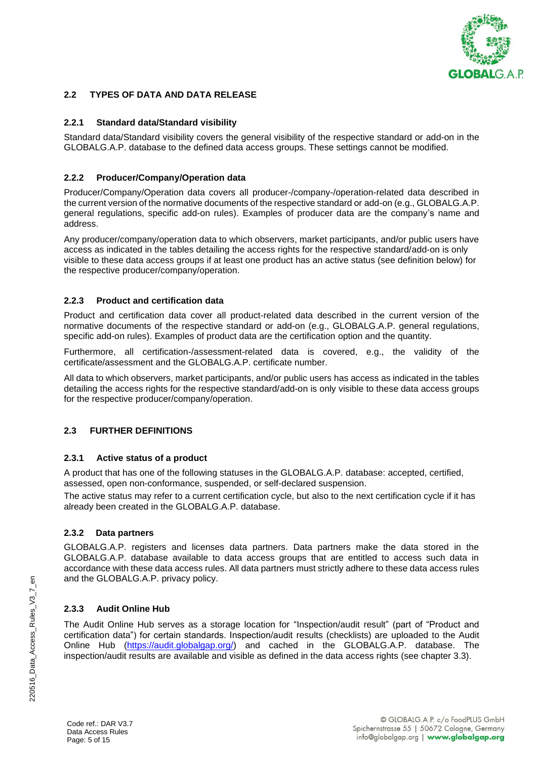## 2.2 TYPES OF DATA AND DATA RELEASE

### 2.2.1 Standard data/Standard visibility

Standard data/Standard visibility covers the general visibility of the respective standard or add-on in the GLOBALG.A.P. database to the defined data access groups. These settings cannot be modified.

### 2.2.2 Producer/Company/Operation data

Producer/Company/Operation data covers all producer-/company-/operation-related data described in the current version of the normative documents of the respective standard or add-on (e.g., GLOBALG.A.P. general regulations, specific add-on rules). Examples of producer data are the company's name and address.

Any producer/company/operation data to which observers, market participants, and/or public users have access as indicated in the tables detailing the access rights for the respective standard/add-on is only visible to these data access groups if at least one product has an active status (see definition below) for the respective producer/company/operation.

### 2.2.3 Product and certification data

Product and certification data cover all product-related data described in the current version of the normative documents of the respective standard or add-on (e.g., GLOBALG.A.P. general regulations, specific add-on rules). Examples of product data are the certification option and the quantity.

Furthermore, all certification-/assessment-related data is covered, e.g., the validity of the certificate/assessment and the GLOBALG.A.P. certificate number.

All data to which observers, market participants, and/or public users has access as indicated in the tables detailing the access rights for the respective standard/add-on is only visible to these data access groups for the respective producer/company/operation.

## 2.3 FURTHER DEFINITIONS

### 2.3.1 Active status of a product

A product that has one of the following statuses in the GLOBALG.A.P. database: accepted, certified, assessed, open non-conformance, suspended, or self-declared suspension.

The active status may refer to a current certification cycle, but also to the next certification cycle if it has already been created in the GLOBALG.A.P. database.

### 2.3.2 Data partners

GLOBALG.A.P. registers and licenses data partners. Data partners make the data stored in the GLOBALG.A.P. database available to data access groups that are entitled to access such data in accordance with these data access rules. All data partners must strictly adhere to these data access rules and the GLOBALG.A.P. privacy policy.

### 2.3.3 Audit Online Hub

The Audit Online Hub serves as a storage location for "Inspection/audit result" (part of "Product and certification data") for certain standards. Inspection/audit results (checklists) are uploaded to the Audit Online Hub (https://audit.globalgap.org/) and cached in the GLOBALG.A.P. database. The inspection/audit results are available and visible as defined in the data access rights (see chapter 3.3).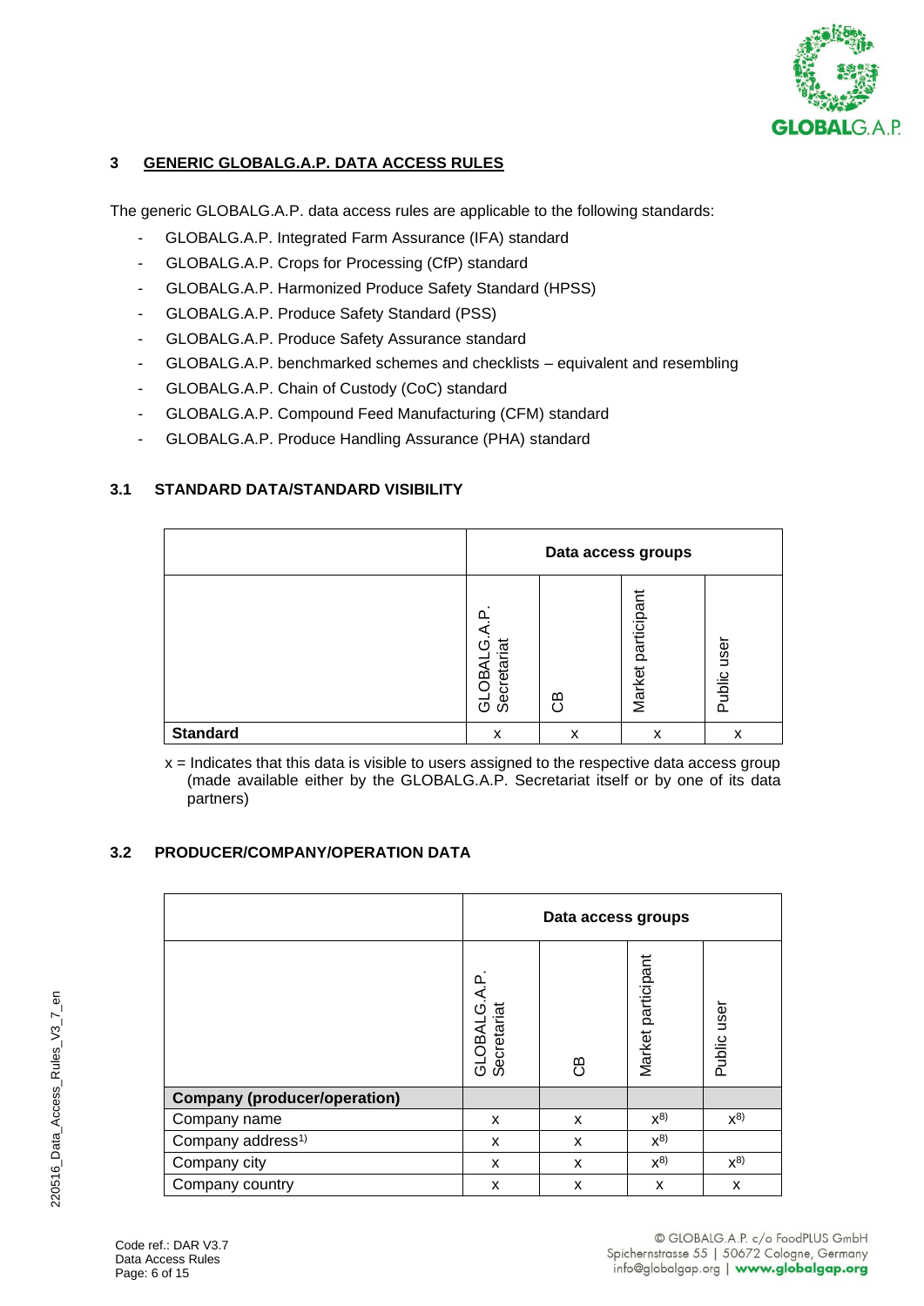## 3 GENERIC GLOBALG.A.P. DATA ACCESS RULES

The generic GLOBALG.A.P. data access rules are applicable to the following standards:

- GLOBALG.A.P. Integrated Farm Assurance (IFA) standard
- GLOBALG.A.P. Crops for Processing (CfP) standard
- GLOBALG.A.P. Harmonized Produce Safety Standard (HPSS)
- GLOBALG.A.P. Produce Safety Standard (PSS)
- GLOBALG.A.P. Produce Safety Assurance standard
- GLOBALG.A.P. benchmarked schemes and checklists – equivalent and resembling
- GLOBALG.A.P. Chain of Custody (CoC) standard
- GLOBALG.A.P. Compound Feed Manufacturing (CFM) standard
- GLOBALG.A.P. Produce Handling Assurance (PHA) standard

### 3.1 STANDARD DATA/STANDARD VISIBILITY

| | Data access groups | | | |
|---|---|---|---|---|
| | GLOBALG.A.P. Secretariat | CB | Market participant | Public user |
| **Standard** | x | x | x | x |

x = Indicates that this data is visible to users assigned to the respective data access group (made available either by the GLOBALG.A.P. Secretariat itself or by one of its data partners)

### 3.2 PRODUCER/COMPANY/OPERATION DATA

| | Data access groups | | | |
|---|---|---|---|---|
| | GLOBALG.A.P. Secretariat | CB | Market participant | Public user |
| **Company (producer/operation)** | | | | |
| Company name | x | x | x[8] | x[8] |
| Company address[1] | x | x | x[8] | |
| Company city | x | x | x[8] | x[8] |
| Company country | x | x | x | x |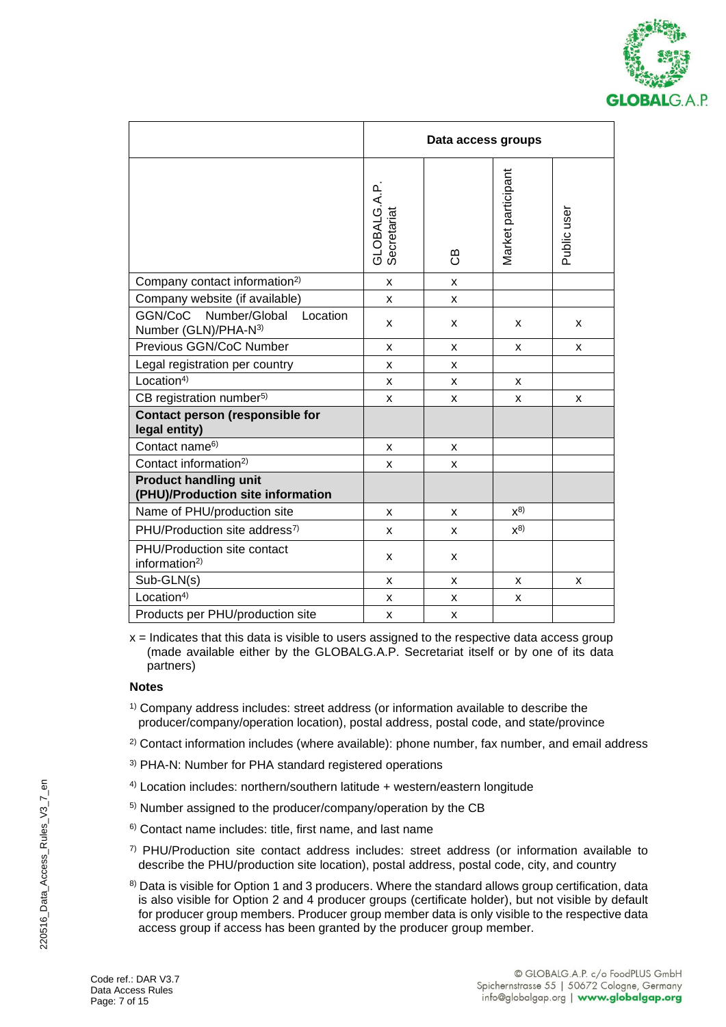| | Data access groups | | | |
|---|---|---|---|---|
| | GLOBALG.A.P. Secretariat | CB | Market participant | Public user |
| Company contact information[2)] | x | x | | |
| Company website (if available) | x | x | | |
| GGN/CoC Number/Global Location Number (GLN)/PHA-N[3)] | x | x | x | x |
| Previous GGN/CoC Number | x | x | x | x |
| Legal registration per country | x | x | | |
| Location[4)] | x | x | x | |
| CB registration number[5)] | x | x | x | x |
| **Contact person (responsible for legal entity)** | | | | |
| Contact name[6)] | x | x | | |
| Contact information[2)] | x | x | | |
| **Product handling unit (PHU)/Production site information** | | | | |
| Name of PHU/production site | x | x | x[8)] | |
| PHU/Production site address[7)] | x | x | x[8)] | |
| PHU/Production site contact information[2)] | x | x | | |
| Sub-GLN(s) | x | x | x | x |
| Location[4)] | x | x | x | |
| Products per PHU/production site | x | x | | |

x = Indicates that this data is visible to users assigned to the respective data access group (made available either by the GLOBALG.A.P. Secretariat itself or by one of its data partners)

**Notes**

[1)] Company address includes: street address (or information available to describe the producer/company/operation location), postal address, postal code, and state/province

[2)] Contact information includes (where available): phone number, fax number, and email address

[3)] PHA-N: Number for PHA standard registered operations

[4)] Location includes: northern/southern latitude + western/eastern longitude

[5)] Number assigned to the producer/company/operation by the CB

[6)] Contact name includes: title, first name, and last name

[7)] PHU/Production site contact address includes: street address (or information available to describe the PHU/production site location), postal address, postal code, city, and country

[8)] Data is visible for Option 1 and 3 producers. Where the standard allows group certification, data is also visible for Option 2 and 4 producer groups (certificate holder), but not visible by default for producer group members. Producer group member data is only visible to the respective data access group if access has been granted by the producer group member.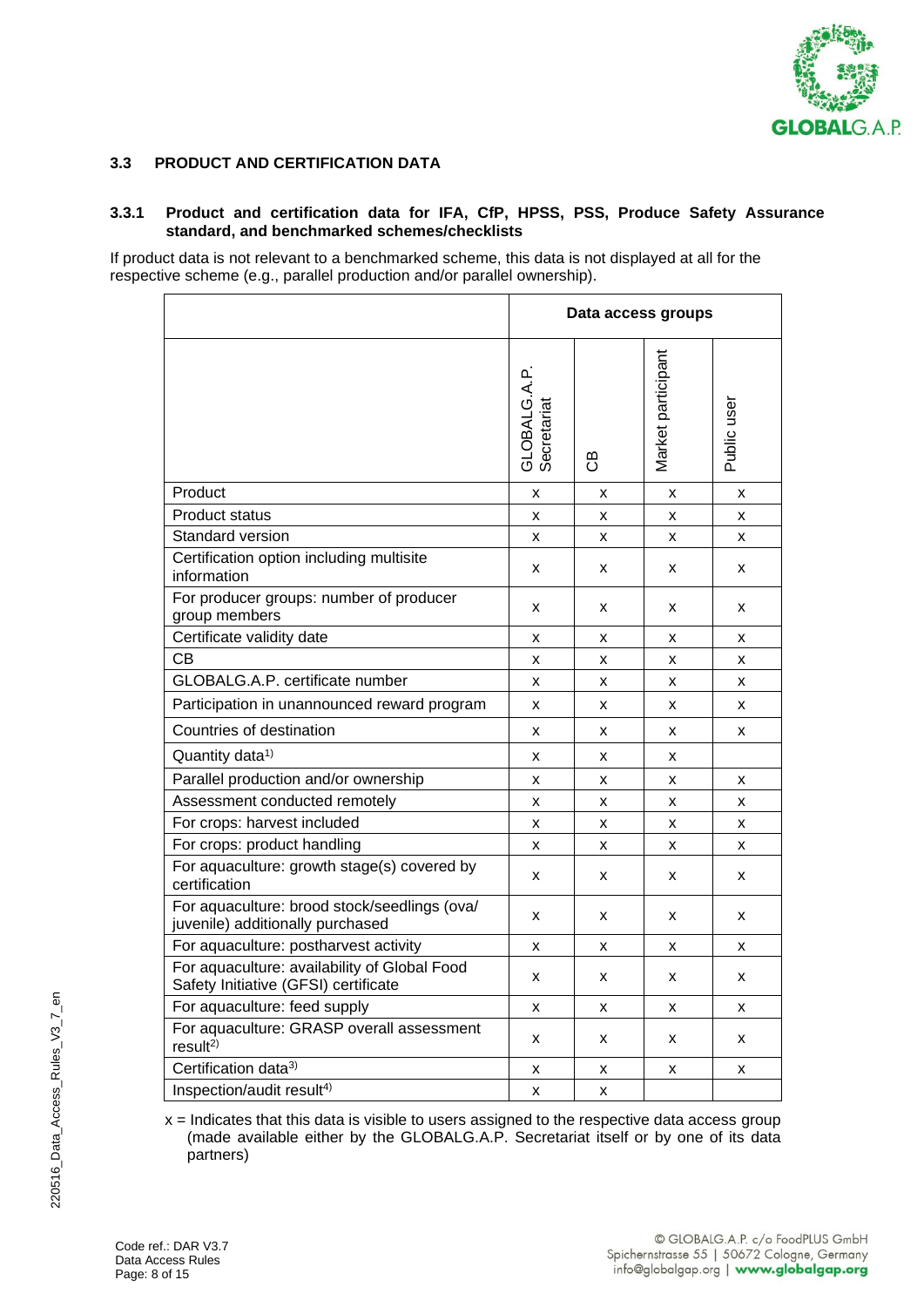### 3.3 PRODUCT AND CERTIFICATION DATA

#### 3.3.1 Product and certification data for IFA, CfP, HPSS, PSS, Produce Safety Assurance standard, and benchmarked schemes/checklists

If product data is not relevant to a benchmarked scheme, this data is not displayed at all for the respective scheme (e.g., parallel production and/or parallel ownership).

| | Data access groups | | | |
|---|---|---|---|---|
| | GLOBALG.A.P. Secretariat | CB | Market participant | Public user |
| Product | x | x | x | x |
| Product status | x | x | x | x |
| Standard version | x | x | x | x |
| Certification option including multisite information | x | x | x | x |
| For producer groups: number of producer group members | x | x | x | x |
| Certificate validity date | x | x | x | x |
| CB | x | x | x | x |
| GLOBALG.A.P. certificate number | x | x | x | x |
| Participation in unannounced reward program | x | x | x | x |
| Countries of destination | x | x | x | x |
| Quantity data[1)] | x | x | x | |
| Parallel production and/or ownership | x | x | x | x |
| Assessment conducted remotely | x | x | x | x |
| For crops: harvest included | x | x | x | x |
| For crops: product handling | x | x | x | x |
| For aquaculture: growth stage(s) covered by certification | x | x | x | x |
| For aquaculture: brood stock/seedlings (ova/ juvenile) additionally purchased | x | x | x | x |
| For aquaculture: postharvest activity | x | x | x | x |
| For aquaculture: availability of Global Food Safety Initiative (GFSI) certificate | x | x | x | x |
| For aquaculture: feed supply | x | x | x | x |
| For aquaculture: GRASP overall assessment result[2)] | x | x | x | x |
| Certification data[3)] | x | x | x | x |
| Inspection/audit result[4)] | x | x | | |

x = Indicates that this data is visible to users assigned to the respective data access group (made available either by the GLOBALG.A.P. Secretariat itself or by one of its data partners)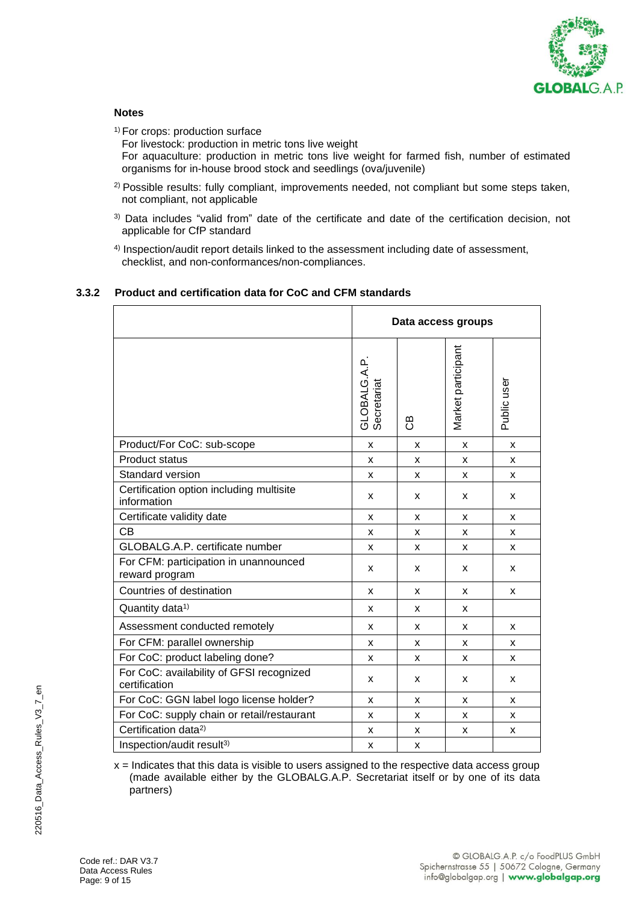**Notes**

[1] For crops: production surface
For livestock: production in metric tons live weight
For aquaculture: production in metric tons live weight for farmed fish, number of estimated organisms for in-house brood stock and seedlings (ova/juvenile)

[2] Possible results: fully compliant, improvements needed, not compliant but some steps taken, not compliant, not applicable

[3] Data includes "valid from" date of the certificate and date of the certification decision, not applicable for CfP standard

[4] Inspection/audit report details linked to the assessment including date of assessment, checklist, and non-conformances/non-compliances.

### 3.3.2 Product and certification data for CoC and CFM standards

| | Data access groups | | | |
|---|---|---|---|---|
| | GLOBALG.A.P. Secretariat | CB | Market participant | Public user |
| Product/For CoC: sub-scope | x | x | x | x |
| Product status | x | x | x | x |
| Standard version | x | x | x | x |
| Certification option including multisite information | x | x | x | x |
| Certificate validity date | x | x | x | x |
| CB | x | x | x | x |
| GLOBALG.A.P. certificate number | x | x | x | x |
| For CFM: participation in unannounced reward program | x | x | x | x |
| Countries of destination | x | x | x | x |
| Quantity data[1] | x | x | x | |
| Assessment conducted remotely | x | x | x | x |
| For CFM: parallel ownership | x | x | x | x |
| For CoC: product labeling done? | x | x | x | x |
| For CoC: availability of GFSI recognized certification | x | x | x | x |
| For CoC: GGN label logo license holder? | x | x | x | x |
| For CoC: supply chain or retail/restaurant | x | x | x | x |
| Certification data[2] | x | x | x | x |
| Inspection/audit result[3] | x | x | | |

x = Indicates that this data is visible to users assigned to the respective data access group (made available either by the GLOBALG.A.P. Secretariat itself or by one of its data partners)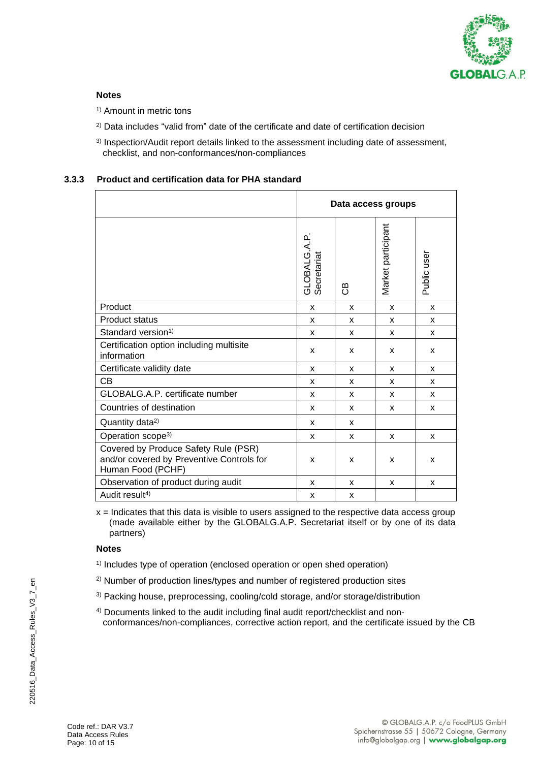**Notes**

[1] Amount in metric tons

[2] Data includes "valid from" date of the certificate and date of certification decision

[3] Inspection/Audit report details linked to the assessment including date of assessment, checklist, and non-conformances/non-compliances

### 3.3.3 Product and certification data for PHA standard

| | Data access groups | | | |
|---|---|---|---|---|
| | GLOBALG.A.P. Secretariat | CB | Market participant | Public user |
| Product | x | x | x | x |
| Product status | x | x | x | x |
| Standard version[1] | x | x | x | x |
| Certification option including multisite information | x | x | x | x |
| Certificate validity date | x | x | x | x |
| CB | x | x | x | x |
| GLOBALG.A.P. certificate number | x | x | x | x |
| Countries of destination | x | x | x | x |
| Quantity data[2] | x | x | | |
| Operation scope[3] | x | x | x | x |
| Covered by Produce Safety Rule (PSR) and/or covered by Preventive Controls for Human Food (PCHF) | x | x | x | x |
| Observation of product during audit | x | x | x | x |
| Audit result[4] | x | x | | |

x = Indicates that this data is visible to users assigned to the respective data access group (made available either by the GLOBALG.A.P. Secretariat itself or by one of its data partners)

**Notes**

[1] Includes type of operation (enclosed operation or open shed operation)

[2] Number of production lines/types and number of registered production sites

[3] Packing house, preprocessing, cooling/cold storage, and/or storage/distribution

[4] Documents linked to the audit including final audit report/checklist and non-conformances/non-compliances, corrective action report, and the certificate issued by the CB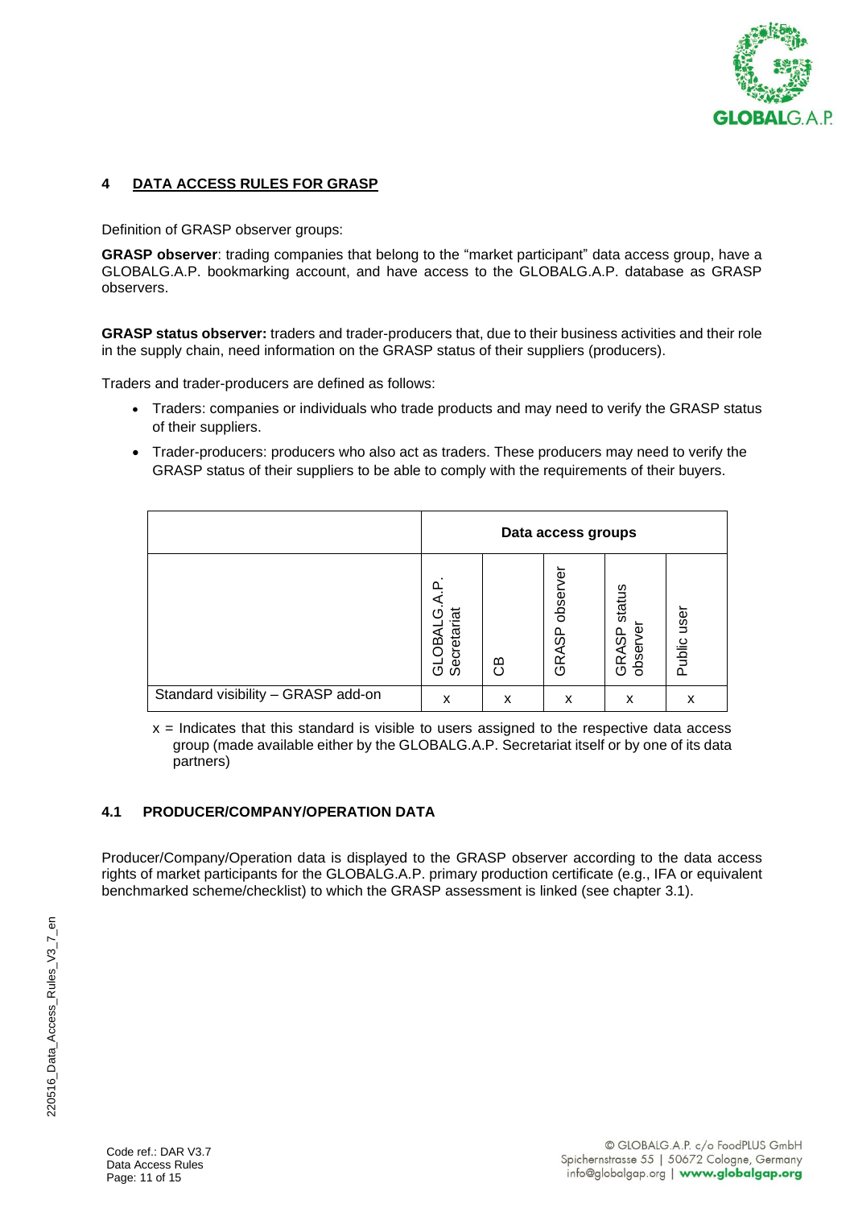## 4 DATA ACCESS RULES FOR GRASP

Definition of GRASP observer groups:

**GRASP observer**: trading companies that belong to the "market participant" data access group, have a GLOBALG.A.P. bookmarking account, and have access to the GLOBALG.A.P. database as GRASP observers.

**GRASP status observer:** traders and trader-producers that, due to their business activities and their role in the supply chain, need information on the GRASP status of their suppliers (producers).

Traders and trader-producers are defined as follows:

- Traders: companies or individuals who trade products and may need to verify the GRASP status of their suppliers.
- Trader-producers: producers who also act as traders. These producers may need to verify the GRASP status of their suppliers to be able to comply with the requirements of their buyers.

| | Data access groups | | | | |
|---|---|---|---|---|---|
| | GLOBALG.A.P. Secretariat | CB | GRASP observer | GRASP status observer | Public user |
| Standard visibility – GRASP add-on | x | x | x | x | x |

x = Indicates that this standard is visible to users assigned to the respective data access group (made available either by the GLOBALG.A.P. Secretariat itself or by one of its data partners)

### 4.1 PRODUCER/COMPANY/OPERATION DATA

Producer/Company/Operation data is displayed to the GRASP observer according to the data access rights of market participants for the GLOBALG.A.P. primary production certificate (e.g., IFA or equivalent benchmarked scheme/checklist) to which the GRASP assessment is linked (see chapter 3.1).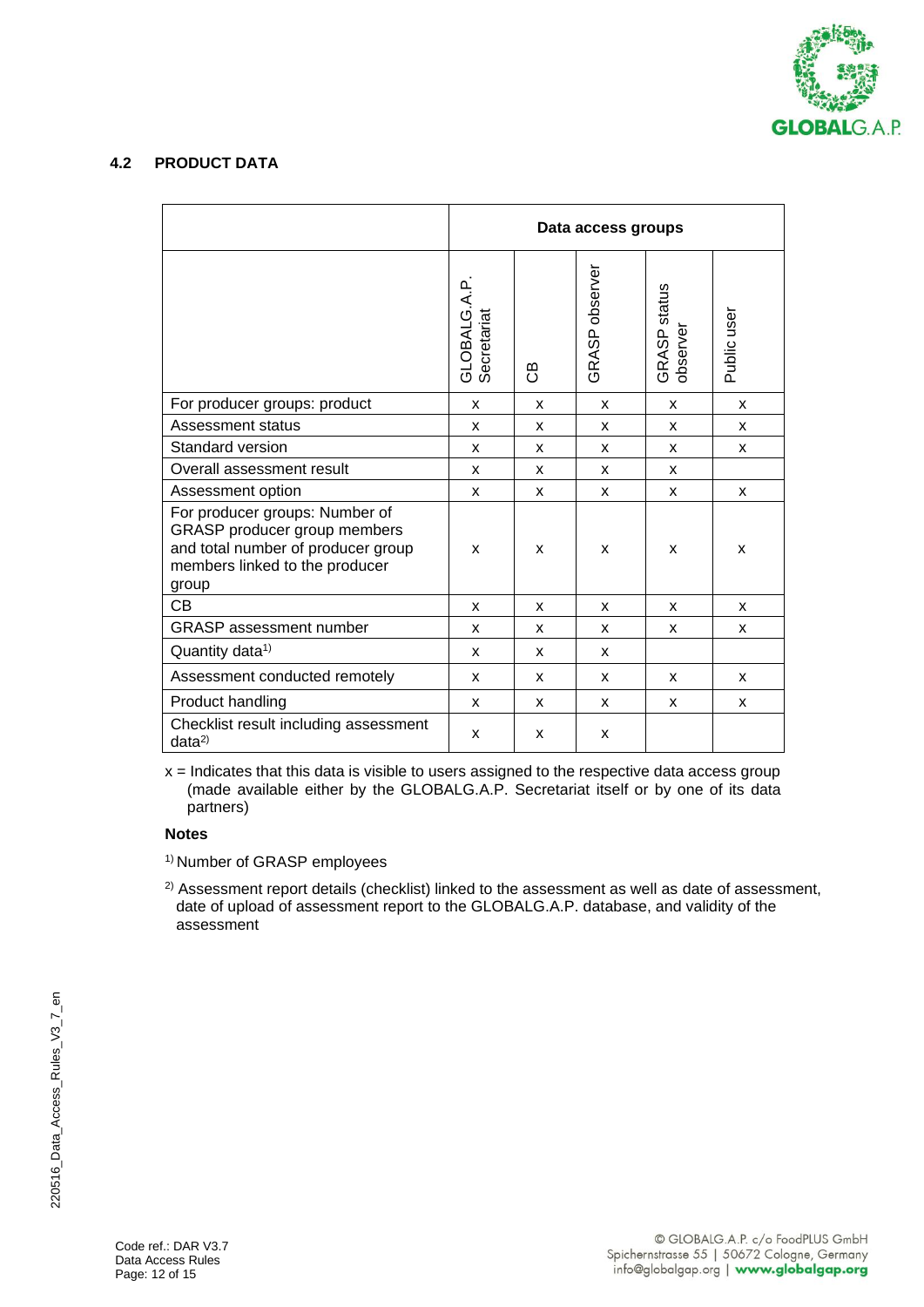### 4.2 PRODUCT DATA

| | Data access groups | | | | |
|---|---|---|---|---|---|
| | GLOBALG.A.P. Secretariat | CB | GRASP observer | GRASP status observer | Public user |
| For producer groups: product | x | x | x | x | x |
| Assessment status | x | x | x | x | x |
| Standard version | x | x | x | x | x |
| Overall assessment result | x | x | x | x | |
| Assessment option | x | x | x | x | x |
| For producer groups: Number of GRASP producer group members and total number of producer group members linked to the producer group | x | x | x | x | x |
| CB | x | x | x | x | x |
| GRASP assessment number | x | x | x | x | x |
| Quantity data[1)] | x | x | x | | |
| Assessment conducted remotely | x | x | x | x | x |
| Product handling | x | x | x | x | x |
| Checklist result including assessment data[2)] | x | x | x | | |

x = Indicates that this data is visible to users assigned to the respective data access group (made available either by the GLOBALG.A.P. Secretariat itself or by one of its data partners)

**Notes**

[1)] Number of GRASP employees

[2)] Assessment report details (checklist) linked to the assessment as well as date of assessment, date of upload of assessment report to the GLOBALG.A.P. database, and validity of the assessment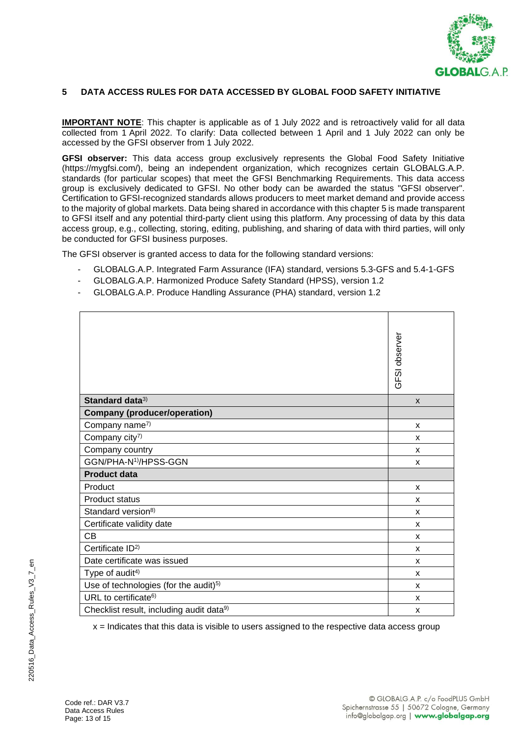## 5 DATA ACCESS RULES FOR DATA ACCESSED BY GLOBAL FOOD SAFETY INITIATIVE

**IMPORTANT NOTE**: This chapter is applicable as of 1 July 2022 and is retroactively valid for all data collected from 1 April 2022. To clarify: Data collected between 1 April and 1 July 2022 can only be accessed by the GFSI observer from 1 July 2022.

**GFSI observer:** This data access group exclusively represents the Global Food Safety Initiative (https://mygfsi.com/), being an independent organization, which recognizes certain GLOBALG.A.P. standards (for particular scopes) that meet the GFSI Benchmarking Requirements. This data access group is exclusively dedicated to GFSI. No other body can be awarded the status "GFSI observer". Certification to GFSI-recognized standards allows producers to meet market demand and provide access to the majority of global markets. Data being shared in accordance with this chapter 5 is made transparent to GFSI itself and any potential third-party client using this platform. Any processing of data by this data access group, e.g., collecting, storing, editing, publishing, and sharing of data with third parties, will only be conducted for GFSI business purposes.

The GFSI observer is granted access to data for the following standard versions:

- GLOBALG.A.P. Integrated Farm Assurance (IFA) standard, versions 5.3-GFS and 5.4-1-GFS
- GLOBALG.A.P. Harmonized Produce Safety Standard (HPSS), version 1.2
- GLOBALG.A.P. Produce Handling Assurance (PHA) standard, version 1.2

| | GFSI observer |
|---|---|
| **Standard data**[3] | x |
| **Company (producer/operation)** | |
| Company name[7] | x |
| Company city[7] | x |
| Company country | x |
| GGN/PHA-N[1]/HPSS-GGN | x |
| **Product data** | |
| Product | x |
| Product status | x |
| Standard version[8] | x |
| Certificate validity date | x |
| CB | x |
| Certificate ID[2] | x |
| Date certificate was issued | x |
| Type of audit[4] | x |
| Use of technologies (for the audit)[5] | x |
| URL to certificate[6] | x |
| Checklist result, including audit data[9] | x |

x = Indicates that this data is visible to users assigned to the respective data access group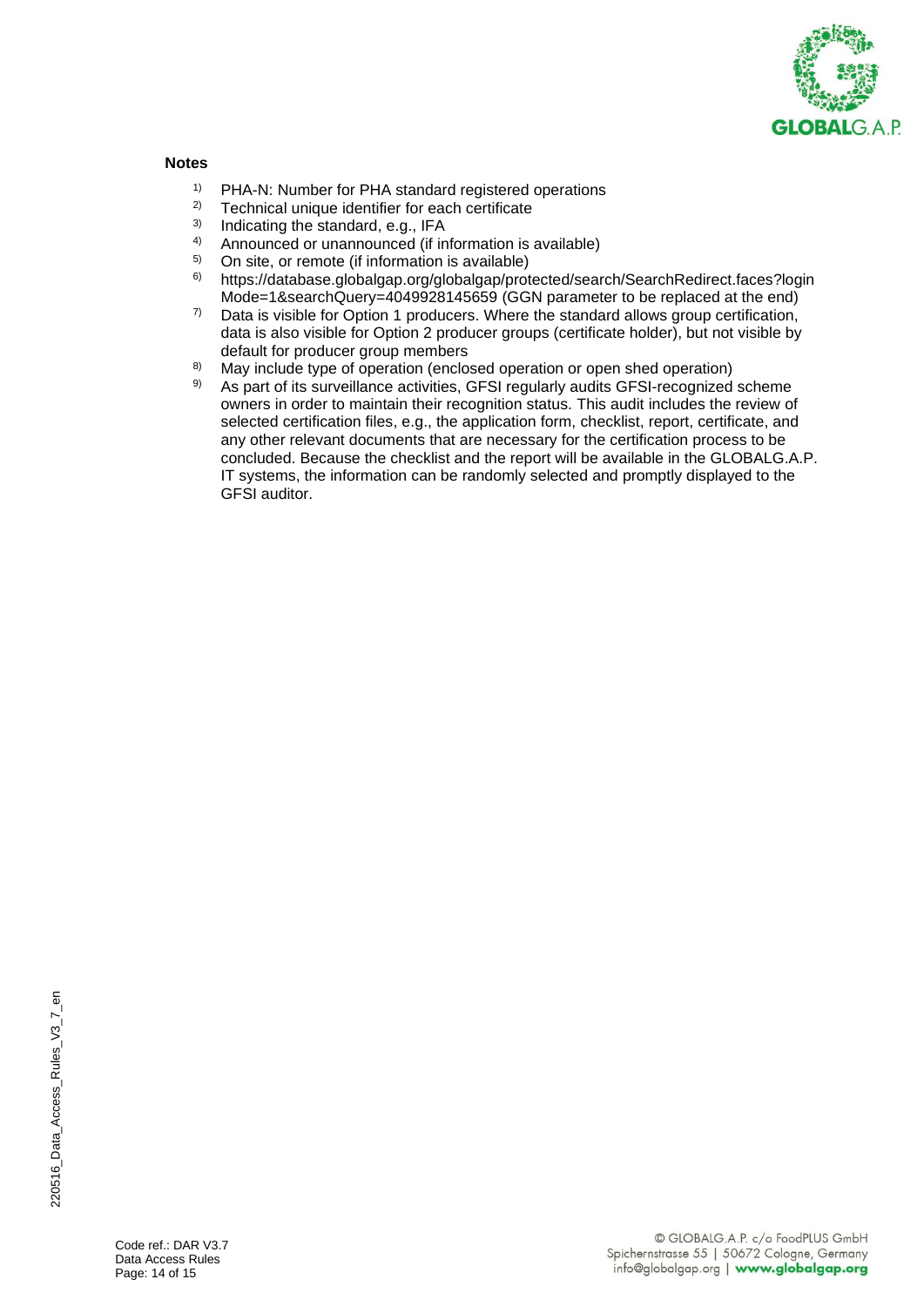**Notes**

1) PHA-N: Number for PHA standard registered operations
2) Technical unique identifier for each certificate
3) Indicating the standard, e.g., IFA
4) Announced or unannounced (if information is available)
5) On site, or remote (if information is available)
6) https://database.globalgap.org/globalgap/protected/search/SearchRedirect.faces?loginMode=1&searchQuery=4049928145659 (GGN parameter to be replaced at the end)
7) Data is visible for Option 1 producers. Where the standard allows group certification, data is also visible for Option 2 producer groups (certificate holder), but not visible by default for producer group members
8) May include type of operation (enclosed operation or open shed operation)
9) As part of its surveillance activities, GFSI regularly audits GFSI-recognized scheme owners in order to maintain their recognition status. This audit includes the review of selected certification files, e.g., the application form, checklist, report, certificate, and any other relevant documents that are necessary for the certification process to be concluded. Because the checklist and the report will be available in the GLOBALG.A.P. IT systems, the information can be randomly selected and promptly displayed to the GFSI auditor.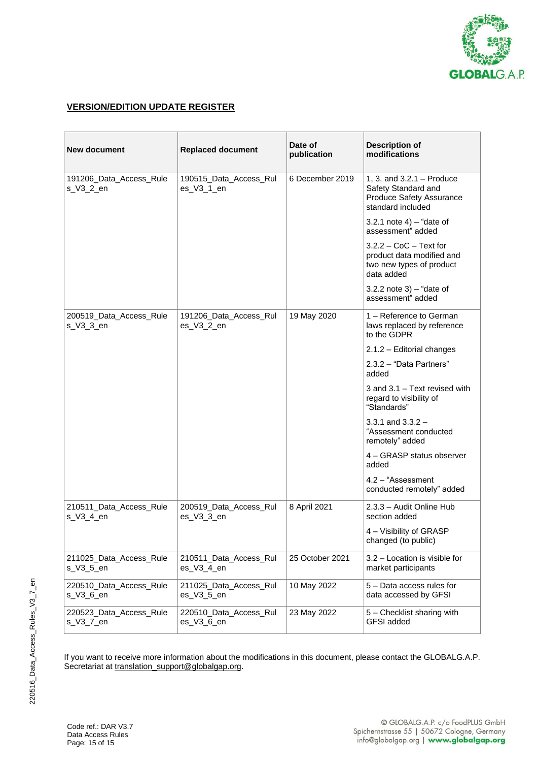**VERSION/EDITION UPDATE REGISTER**

| New document | Replaced document | Date of publication | Description of modifications |
|---|---|---|---|
| 191206_Data_Access_Rules_V3_2_en | 190515_Data_Access_Rules_V3_1_en | 6 December 2019 | 1, 3, and 3.2.1 – Produce Safety Standard and Produce Safety Assurance standard included<br>3.2.1 note 4) – "date of assessment" added<br>3.2.2 – CoC – Text for product data modified and two new types of product data added<br>3.2.2 note 3) – "date of assessment" added |
| 200519_Data_Access_Rules_V3_3_en | 191206_Data_Access_Rules_V3_2_en | 19 May 2020 | 1 – Reference to German laws replaced by reference to the GDPR<br>2.1.2 – Editorial changes<br>2.3.2 – "Data Partners" added<br>3 and 3.1 – Text revised with regard to visibility of "Standards"<br>3.3.1 and 3.3.2 – "Assessment conducted remotely" added<br>4 – GRASP status observer added<br>4.2 – "Assessment conducted remotely" added |
| 210511_Data_Access_Rules_V3_4_en | 200519_Data_Access_Rules_V3_3_en | 8 April 2021 | 2.3.3 – Audit Online Hub section added<br>4 – Visibility of GRASP changed (to public) |
| 211025_Data_Access_Rules_V3_5_en | 210511_Data_Access_Rules_V3_4_en | 25 October 2021 | 3.2 – Location is visible for market participants |
| 220510_Data_Access_Rules_V3_6_en | 211025_Data_Access_Rules_V3_5_en | 10 May 2022 | 5 – Data access rules for data accessed by GFSI |
| 220523_Data_Access_Rules_V3_7_en | 220510_Data_Access_Rules_V3_6_en | 23 May 2022 | 5 – Checklist sharing with GFSI added |

If you want to receive more information about the modifications in this document, please contact the GLOBALG.A.P. Secretariat at translation_support@globalgap.org.